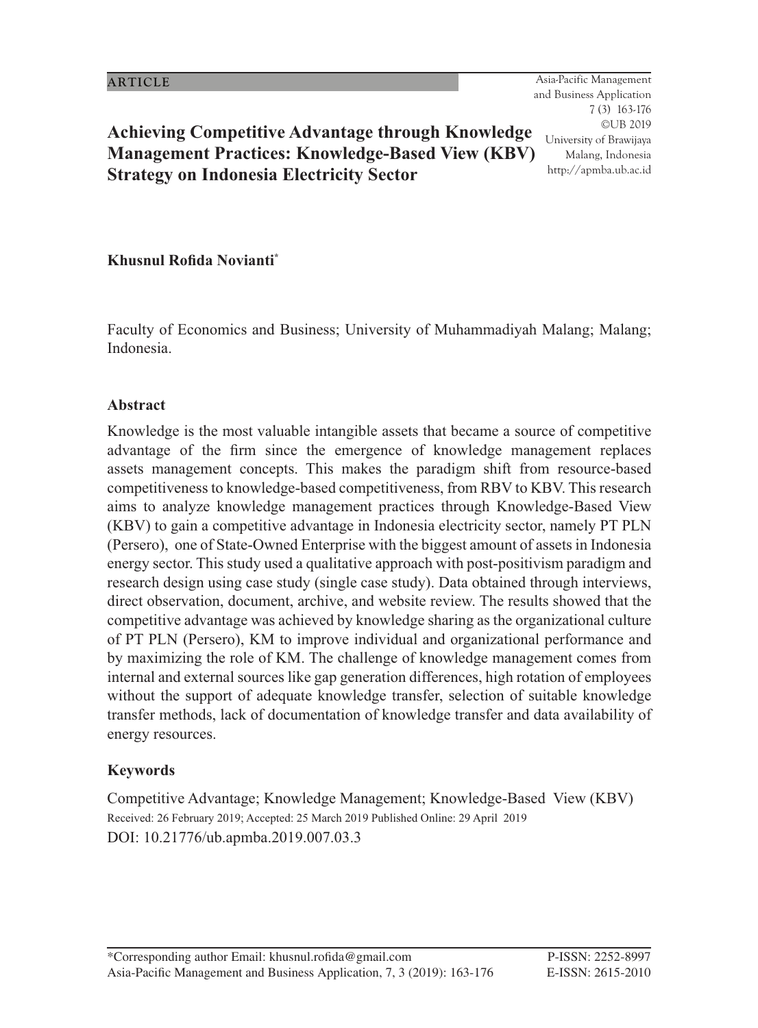ARTICLE

# Achieving Competitive Advantage through Knowledge Management Practices: Knowledge-Based View (KBV) Strategy on Indonesia Electricity Sector

**Khusnul Rofida Novianti***

Faculty of Economics and Business; University of Muhammadiyah Malang; Malang; Indonesia.

## Abstract

Knowledge is the most valuable intangible assets that became a source of competitive advantage of the firm since the emergence of knowledge management replaces assets management concepts. This makes the paradigm shift from resource-based competitiveness to knowledge-based competitiveness, from RBV to KBV. This research aims to analyze knowledge management practices through Knowledge-Based View (KBV) to gain a competitive advantage in Indonesia electricity sector, namely PT PLN (Persero), one of State-Owned Enterprise with the biggest amount of assets in Indonesia energy sector. This study used a qualitative approach with post-positivism paradigm and research design using case study (single case study). Data obtained through interviews, direct observation, document, archive, and website review. The results showed that the competitive advantage was achieved by knowledge sharing as the organizational culture of PT PLN (Persero), KM to improve individual and organizational performance and by maximizing the role of KM. The challenge of knowledge management comes from internal and external sources like gap generation differences, high rotation of employees without the support of adequate knowledge transfer, selection of suitable knowledge transfer methods, lack of documentation of knowledge transfer and data availability of energy resources.

## Keywords

Competitive Advantage; Knowledge Management; Knowledge-Based View (KBV)

Received: 26 February 2019; Accepted: 25 March 2019 Published Online: 29 April 2019

DOI: 10.21776/ub.apmba.2019.007.03.3

*Corresponding author Email: khusnul.rofida@gmail.com

P-ISSN: 2252-8997

E-ISSN: 2615-2010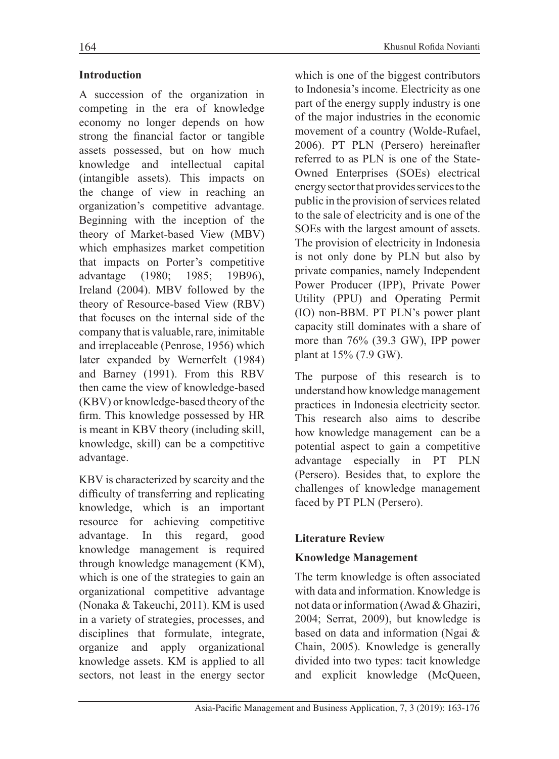## Introduction

A succession of the organization in competing in the era of knowledge economy no longer depends on how strong the financial factor or tangible assets possessed, but on how much knowledge and intellectual capital (intangible assets). This impacts on the change of view in reaching an organization's competitive advantage. Beginning with the inception of the theory of Market-based View (MBV) which emphasizes market competition that impacts on Porter's competitive advantage (1980; 1985; 19B96), Ireland (2004). MBV followed by the theory of Resource-based View (RBV) that focuses on the internal side of the company that is valuable, rare, inimitable and irreplaceable (Penrose, 1956) which later expanded by Wernerfelt (1984) and Barney (1991). From this RBV then came the view of knowledge-based (KBV) or knowledge-based theory of the firm. This knowledge possessed by HR is meant in KBV theory (including skill, knowledge, skill) can be a competitive advantage.

KBV is characterized by scarcity and the difficulty of transferring and replicating knowledge, which is an important resource for achieving competitive advantage. In this regard, good knowledge management is required through knowledge management (KM), which is one of the strategies to gain an organizational competitive advantage (Nonaka & Takeuchi, 2011). KM is used in a variety of strategies, processes, and disciplines that formulate, integrate, organize and apply organizational knowledge assets. KM is applied to all sectors, not least in the energy sector which is one of the biggest contributors to Indonesia's income. Electricity as one part of the energy supply industry is one of the major industries in the economic movement of a country (Wolde-Rufael, 2006). PT PLN (Persero) hereinafter referred to as PLN is one of the State-Owned Enterprises (SOEs) electrical energy sector that provides services to the public in the provision of services related to the sale of electricity and is one of the SOEs with the largest amount of assets. The provision of electricity in Indonesia is not only done by PLN but also by private companies, namely Independent Power Producer (IPP), Private Power Utility (PPU) and Operating Permit (IO) non-BBM. PT PLN's power plant capacity still dominates with a share of more than 76% (39.3 GW), IPP power plant at 15% (7.9 GW).

The purpose of this research is to understand how knowledge management practices in Indonesia electricity sector. This research also aims to describe how knowledge management can be a potential aspect to gain a competitive advantage especially in PT PLN (Persero). Besides that, to explore the challenges of knowledge management faced by PT PLN (Persero).

## Literature Review

### Knowledge Management

The term knowledge is often associated with data and information. Knowledge is not data or information (Awad & Ghaziri, 2004; Serrat, 2009), but knowledge is based on data and information (Ngai & Chain, 2005). Knowledge is generally divided into two types: tacit knowledge and explicit knowledge (McQueen,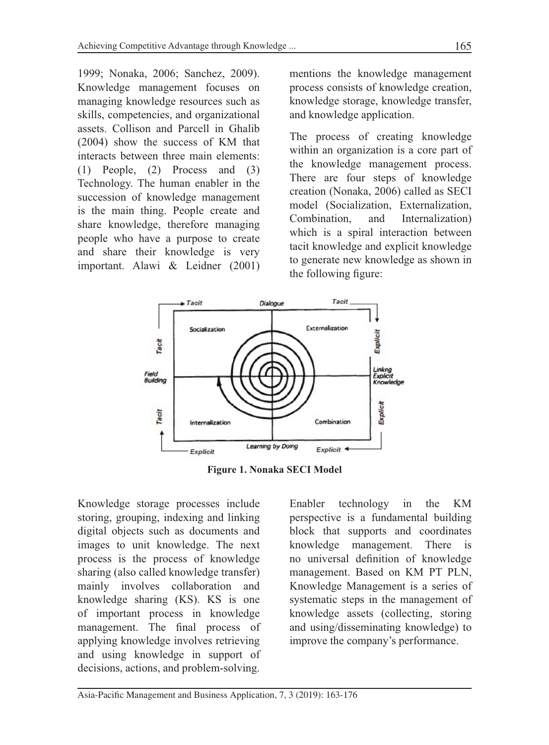1999; Nonaka, 2006; Sanchez, 2009). Knowledge management focuses on managing knowledge resources such as skills, competencies, and organizational assets. Collison and Parcell in Ghalib (2004) show the success of KM that interacts between three main elements: (1) People, (2) Process and (3) Technology. The human enabler in the succession of knowledge management is the main thing. People create and share knowledge, therefore managing people who have a purpose to create and share their knowledge is very important. Alawi & Leidner (2001) mentions the knowledge management process consists of knowledge creation, knowledge storage, knowledge transfer, and knowledge application.

The process of creating knowledge within an organization is a core part of the knowledge management process. There are four steps of knowledge creation (Nonaka, 2006) called as SECI model (Socialization, Externalization, Combination, and Internalization) which is a spiral interaction between tacit knowledge and explicit knowledge to generate new knowledge as shown in the following figure:

**Figure 1. Nonaka SECI Model**

Knowledge storage processes include storing, grouping, indexing and linking digital objects such as documents and images to unit knowledge. The next process is the process of knowledge sharing (also called knowledge transfer) mainly involves collaboration and knowledge sharing (KS). KS is one of important process in knowledge management. The final process of applying knowledge involves retrieving and using knowledge in support of decisions, actions, and problem-solving.

Enabler technology in the KM perspective is a fundamental building block that supports and coordinates knowledge management. There is no universal definition of knowledge management. Based on KM PT PLN, Knowledge Management is a series of systematic steps in the management of knowledge assets (collecting, storing and using/disseminating knowledge) to improve the company's performance.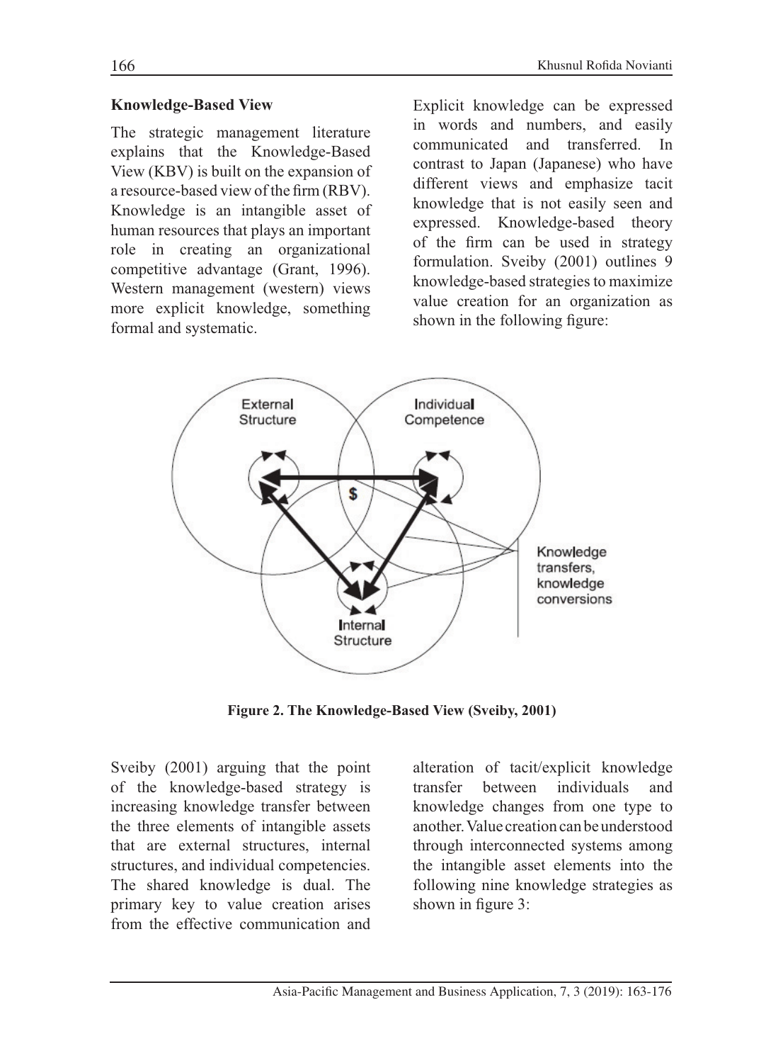### Knowledge-Based View

The strategic management literature explains that the Knowledge-Based View (KBV) is built on the expansion of a resource-based view of the firm (RBV). Knowledge is an intangible asset of human resources that plays an important role in creating an organizational competitive advantage (Grant, 1996). Western management (western) views more explicit knowledge, something formal and systematic.

Explicit knowledge can be expressed in words and numbers, and easily communicated and transferred. In contrast to Japan (Japanese) who have different views and emphasize tacit knowledge that is not easily seen and expressed. Knowledge-based theory of the firm can be used in strategy formulation. Sveiby (2001) outlines 9 knowledge-based strategies to maximize value creation for an organization as shown in the following figure:

**Figure 2. The Knowledge-Based View (Sveiby, 2001)**

Sveiby (2001) arguing that the point of the knowledge-based strategy is increasing knowledge transfer between the three elements of intangible assets that are external structures, internal structures, and individual competencies. The shared knowledge is dual. The primary key to value creation arises from the effective communication and alteration of tacit/explicit knowledge transfer between individuals and knowledge changes from one type to another. Value creation can be understood through interconnected systems among the intangible asset elements into the following nine knowledge strategies as shown in figure 3: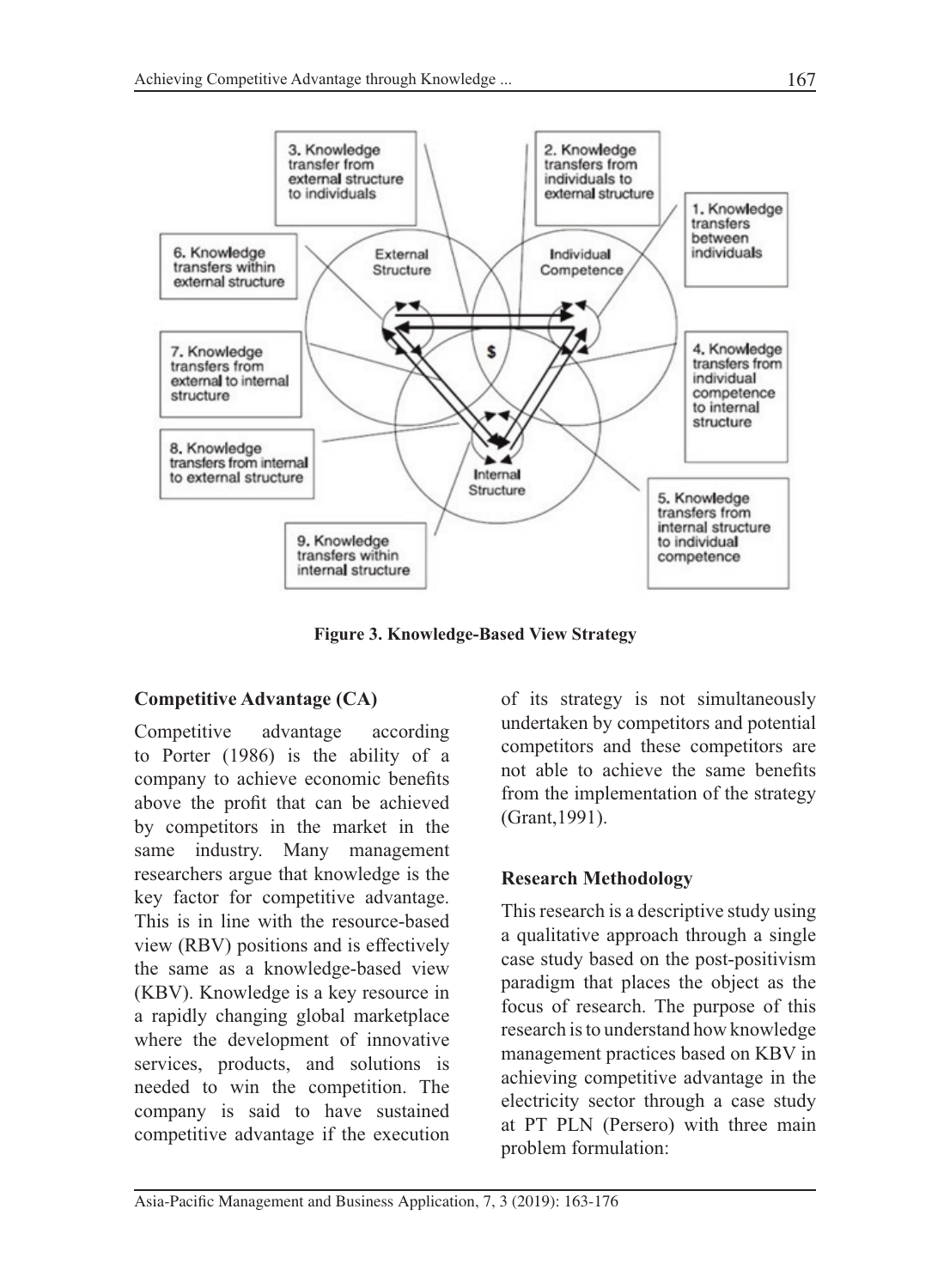Figure 3. Knowledge-Based View Strategy

### Competitive Advantage (CA)

Competitive advantage according to Porter (1986) is the ability of a company to achieve economic benefits above the profit that can be achieved by competitors in the market in the same industry. Many management researchers argue that knowledge is the key factor for competitive advantage. This is in line with the resource-based view (RBV) positions and is effectively the same as a knowledge-based view (KBV). Knowledge is a key resource in a rapidly changing global marketplace where the development of innovative services, products, and solutions is needed to win the competition. The company is said to have sustained competitive advantage if the execution of its strategy is not simultaneously undertaken by competitors and potential competitors and these competitors are not able to achieve the same benefits from the implementation of the strategy (Grant,1991).

### Research Methodology

This research is a descriptive study using a qualitative approach through a single case study based on the post-positivism paradigm that places the object as the focus of research. The purpose of this research is to understand how knowledge management practices based on KBV in achieving competitive advantage in the electricity sector through a case study at PT PLN (Persero) with three main problem formulation: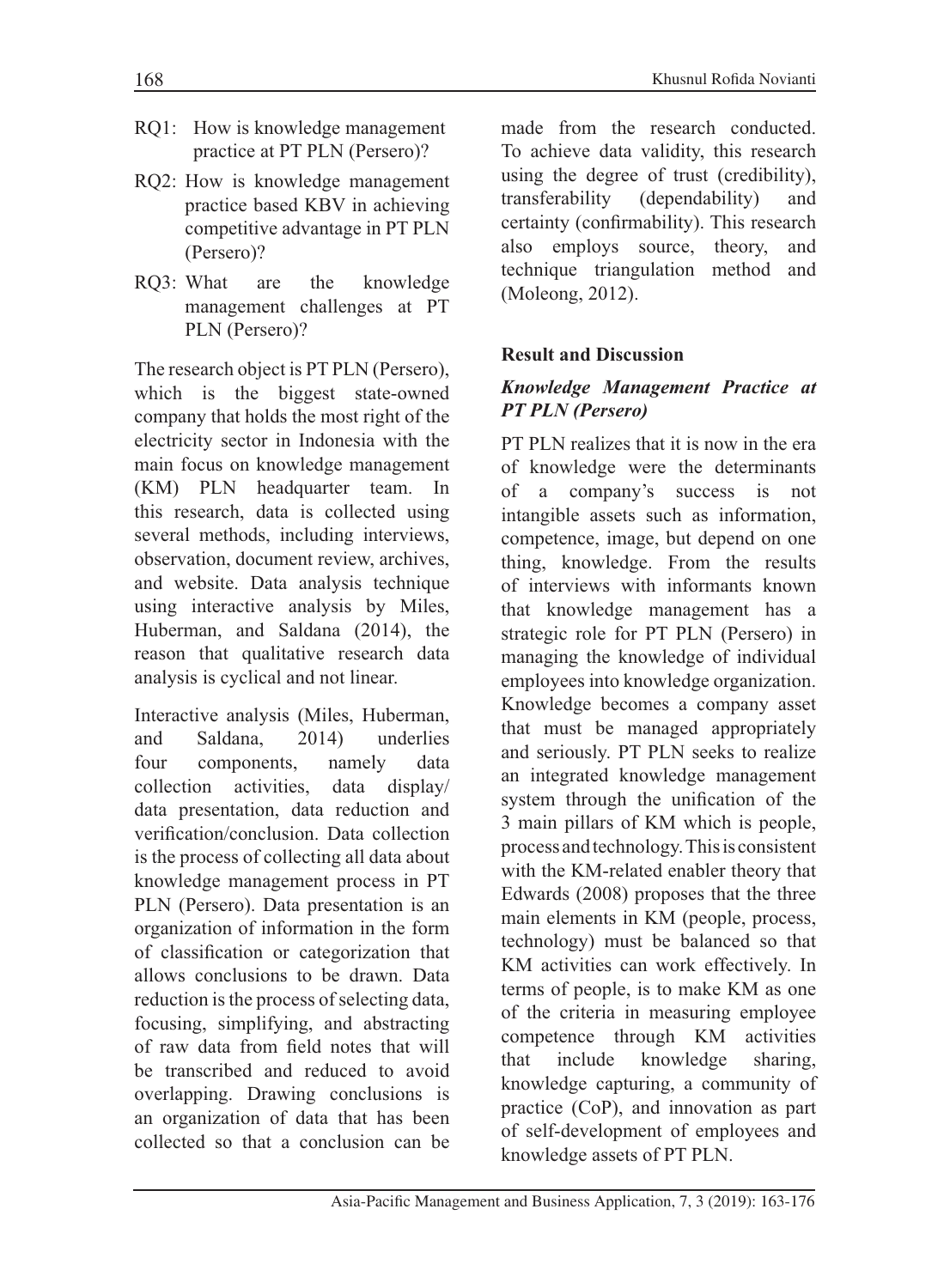- RQ1: How is knowledge management practice at PT PLN (Persero)?
- RQ2: How is knowledge management practice based KBV in achieving competitive advantage in PT PLN (Persero)?
- RQ3: What are the knowledge management challenges at PT PLN (Persero)?

The research object is PT PLN (Persero), which is the biggest state-owned company that holds the most right of the electricity sector in Indonesia with the main focus on knowledge management (KM) PLN headquarter team. In this research, data is collected using several methods, including interviews, observation, document review, archives, and website. Data analysis technique using interactive analysis by Miles, Huberman, and Saldana (2014), the reason that qualitative research data analysis is cyclical and not linear.

Interactive analysis (Miles, Huberman, and Saldana, 2014) underlies four components, namely data collection activities, data display/ data presentation, data reduction and verification/conclusion. Data collection is the process of collecting all data about knowledge management process in PT PLN (Persero). Data presentation is an organization of information in the form of classification or categorization that allows conclusions to be drawn. Data reduction is the process of selecting data, focusing, simplifying, and abstracting of raw data from field notes that will be transcribed and reduced to avoid overlapping. Drawing conclusions is an organization of data that has been collected so that a conclusion can be made from the research conducted. To achieve data validity, this research using the degree of trust (credibility), transferability (dependability) and certainty (confirmability). This research also employs source, theory, and technique triangulation method and (Moleong, 2012).

## Result and Discussion

### *Knowledge Management Practice at PT PLN (Persero)*

PT PLN realizes that it is now in the era of knowledge were the determinants of a company's success is not intangible assets such as information, competence, image, but depend on one thing, knowledge. From the results of interviews with informants known that knowledge management has a strategic role for PT PLN (Persero) in managing the knowledge of individual employees into knowledge organization. Knowledge becomes a company asset that must be managed appropriately and seriously. PT PLN seeks to realize an integrated knowledge management system through the unification of the 3 main pillars of KM which is people, process and technology. This is consistent with the KM-related enabler theory that Edwards (2008) proposes that the three main elements in KM (people, process, technology) must be balanced so that KM activities can work effectively. In terms of people, is to make KM as one of the criteria in measuring employee competence through KM activities that include knowledge sharing, knowledge capturing, a community of practice (CoP), and innovation as part of self-development of employees and knowledge assets of PT PLN.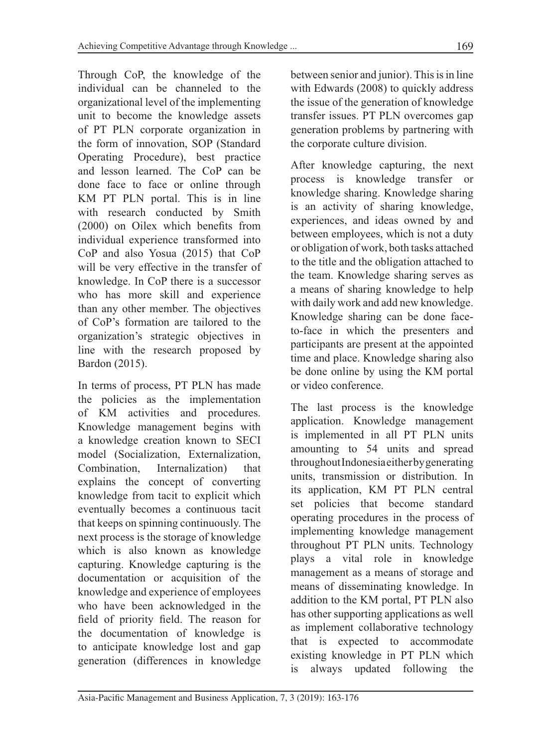Through CoP, the knowledge of the individual can be channeled to the organizational level of the implementing unit to become the knowledge assets of PT PLN corporate organization in the form of innovation, SOP (Standard Operating Procedure), best practice and lesson learned. The CoP can be done face to face or online through KM PT PLN portal. This is in line with research conducted by Smith (2000) on Oilex which benefits from individual experience transformed into CoP and also Yosua (2015) that CoP will be very effective in the transfer of knowledge. In CoP there is a successor who has more skill and experience than any other member. The objectives of CoP's formation are tailored to the organization's strategic objectives in line with the research proposed by Bardon (2015).

In terms of process, PT PLN has made the policies as the implementation of KM activities and procedures. Knowledge management begins with a knowledge creation known to SECI model (Socialization, Externalization, Combination, Internalization) that explains the concept of converting knowledge from tacit to explicit which eventually becomes a continuous tacit that keeps on spinning continuously. The next process is the storage of knowledge which is also known as knowledge capturing. Knowledge capturing is the documentation or acquisition of the knowledge and experience of employees who have been acknowledged in the field of priority field. The reason for the documentation of knowledge is to anticipate knowledge lost and gap generation (differences in knowledge between senior and junior). This is in line with Edwards (2008) to quickly address the issue of the generation of knowledge transfer issues. PT PLN overcomes gap generation problems by partnering with the corporate culture division.

After knowledge capturing, the next process is knowledge transfer or knowledge sharing. Knowledge sharing is an activity of sharing knowledge, experiences, and ideas owned by and between employees, which is not a duty or obligation of work, both tasks attached to the title and the obligation attached to the team. Knowledge sharing serves as a means of sharing knowledge to help with daily work and add new knowledge. Knowledge sharing can be done face-to-face in which the presenters and participants are present at the appointed time and place. Knowledge sharing also be done online by using the KM portal or video conference.

The last process is the knowledge application. Knowledge management is implemented in all PT PLN units amounting to 54 units and spread throughout Indonesia either by generating units, transmission or distribution. In its application, KM PT PLN central set policies that become standard operating procedures in the process of implementing knowledge management throughout PT PLN units. Technology plays a vital role in knowledge management as a means of storage and means of disseminating knowledge. In addition to the KM portal, PT PLN also has other supporting applications as well as implement collaborative technology that is expected to accommodate existing knowledge in PT PLN which is always updated following the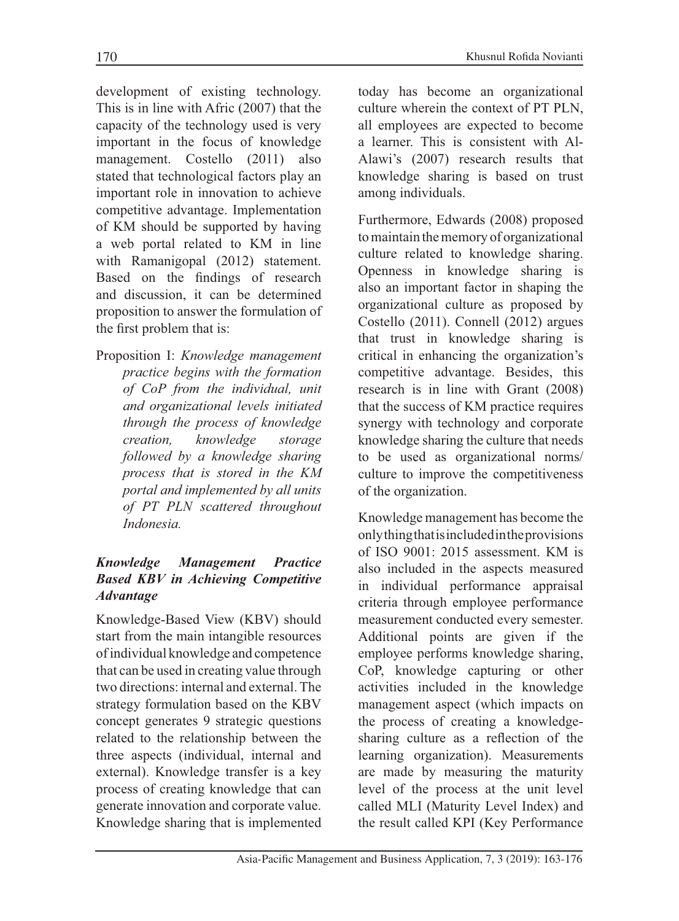development of existing technology. This is in line with Afric (2007) that the capacity of the technology used is very important in the focus of knowledge management. Costello (2011) also stated that technological factors play an important role in innovation to achieve competitive advantage. Implementation of KM should be supported by having a web portal related to KM in line with Ramanigopal (2012) statement. Based on the findings of research and discussion, it can be determined proposition to answer the formulation of the first problem that is:

Proposition I: *Knowledge management practice begins with the formation of CoP from the individual, unit and organizational levels initiated through the process of knowledge creation, knowledge storage followed by a knowledge sharing process that is stored in the KM portal and implemented by all units of PT PLN scattered throughout Indonesia.*

### *Knowledge Management Practice Based KBV in Achieving Competitive Advantage*

Knowledge-Based View (KBV) should start from the main intangible resources of individual knowledge and competence that can be used in creating value through two directions: internal and external. The strategy formulation based on the KBV concept generates 9 strategic questions related to the relationship between the three aspects (individual, internal and external). Knowledge transfer is a key process of creating knowledge that can generate innovation and corporate value. Knowledge sharing that is implemented today has become an organizational culture wherein the context of PT PLN, all employees are expected to become a learner. This is consistent with Al-Alawi's (2007) research results that knowledge sharing is based on trust among individuals.

Furthermore, Edwards (2008) proposed to maintain the memory of organizational culture related to knowledge sharing. Openness in knowledge sharing is also an important factor in shaping the organizational culture as proposed by Costello (2011). Connell (2012) argues that trust in knowledge sharing is critical in enhancing the organization's competitive advantage. Besides, this research is in line with Grant (2008) that the success of KM practice requires synergy with technology and corporate knowledge sharing the culture that needs to be used as organizational norms/culture to improve the competitiveness of the organization.

Knowledge management has become the only thing that is included in the provisions of ISO 9001: 2015 assessment. KM is also included in the aspects measured in individual performance appraisal criteria through employee performance measurement conducted every semester. Additional points are given if the employee performs knowledge sharing, CoP, knowledge capturing or other activities included in the knowledge management aspect (which impacts on the process of creating a knowledge-sharing culture as a reflection of the learning organization). Measurements are made by measuring the maturity level of the process at the unit level called MLI (Maturity Level Index) and the result called KPI (Key Performance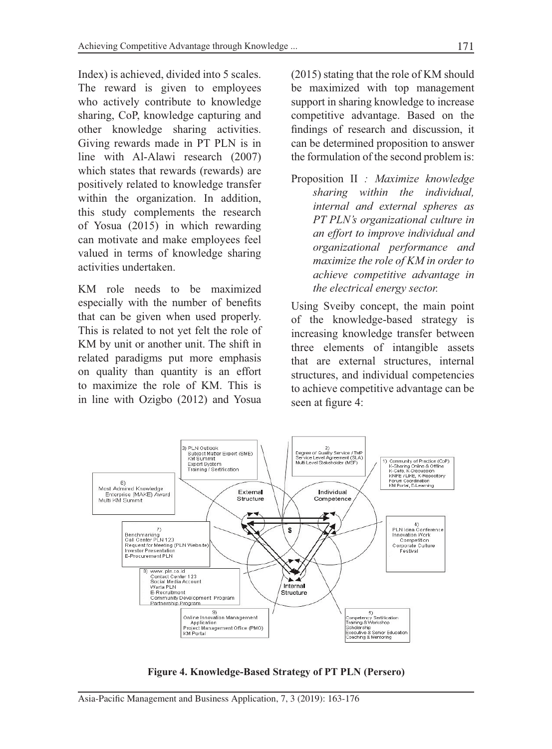Index) is achieved, divided into 5 scales. The reward is given to employees who actively contribute to knowledge sharing, CoP, knowledge capturing and other knowledge sharing activities. Giving rewards made in PT PLN is in line with Al-Alawi research (2007) which states that rewards (rewards) are positively related to knowledge transfer within the organization. In addition, this study complements the research of Yosua (2015) in which rewarding can motivate and make employees feel valued in terms of knowledge sharing activities undertaken.

KM role needs to be maximized especially with the number of benefits that can be given when used properly. This is related to not yet felt the role of KM by unit or another unit. The shift in related paradigms put more emphasis on quality than quantity is an effort to maximize the role of KM. This is in line with Ozigbo (2012) and Yosua (2015) stating that the role of KM should be maximized with top management support in sharing knowledge to increase competitive advantage. Based on the findings of research and discussion, it can be determined proposition to answer the formulation of the second problem is:

Proposition II *: Maximize knowledge sharing within the individual, internal and external spheres as PT PLN's organizational culture in an effort to improve individual and organizational performance and maximize the role of KM in order to achieve competitive advantage in the electrical energy sector.*

Using Sveiby concept, the main point of the knowledge-based strategy is increasing knowledge transfer between three elements of intangible assets that are external structures, internal structures, and individual competencies to achieve competitive advantage can be seen at figure 4:

**Figure 4. Knowledge-Based Strategy of PT PLN (Persero)**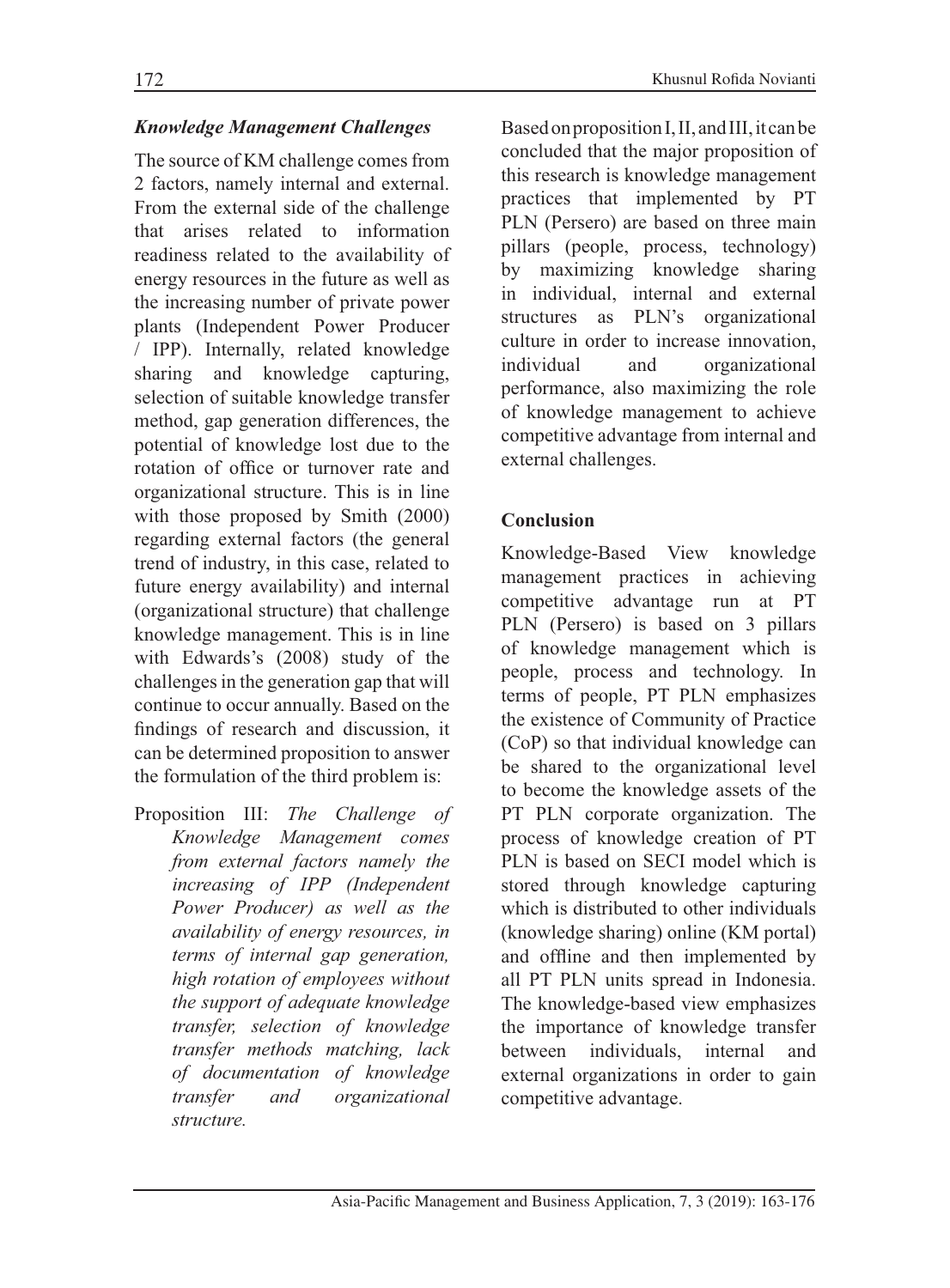### *Knowledge Management Challenges*

The source of KM challenge comes from 2 factors, namely internal and external. From the external side of the challenge that arises related to information readiness related to the availability of energy resources in the future as well as the increasing number of private power plants (Independent Power Producer / IPP). Internally, related knowledge sharing and knowledge capturing, selection of suitable knowledge transfer method, gap generation differences, the potential of knowledge lost due to the rotation of office or turnover rate and organizational structure. This is in line with those proposed by Smith (2000) regarding external factors (the general trend of industry, in this case, related to future energy availability) and internal (organizational structure) that challenge knowledge management. This is in line with Edwards's (2008) study of the challenges in the generation gap that will continue to occur annually. Based on the findings of research and discussion, it can be determined proposition to answer the formulation of the third problem is:

Proposition III: *The Challenge of Knowledge Management comes from external factors namely the increasing of IPP (Independent Power Producer) as well as the availability of energy resources, in terms of internal gap generation, high rotation of employees without the support of adequate knowledge transfer, selection of knowledge transfer methods matching, lack of documentation of knowledge transfer and organizational structure.*

Based on proposition I, II, and III, it can be concluded that the major proposition of this research is knowledge management practices that implemented by PT PLN (Persero) are based on three main pillars (people, process, technology) by maximizing knowledge sharing in individual, internal and external structures as PLN's organizational culture in order to increase innovation, individual and organizational performance, also maximizing the role of knowledge management to achieve competitive advantage from internal and external challenges.

## Conclusion

Knowledge-Based View knowledge management practices in achieving competitive advantage run at PT PLN (Persero) is based on 3 pillars of knowledge management which is people, process and technology. In terms of people, PT PLN emphasizes the existence of Community of Practice (CoP) so that individual knowledge can be shared to the organizational level to become the knowledge assets of the PT PLN corporate organization. The process of knowledge creation of PT PLN is based on SECI model which is stored through knowledge capturing which is distributed to other individuals (knowledge sharing) online (KM portal) and offline and then implemented by all PT PLN units spread in Indonesia. The knowledge-based view emphasizes the importance of knowledge transfer between individuals, internal and external organizations in order to gain competitive advantage.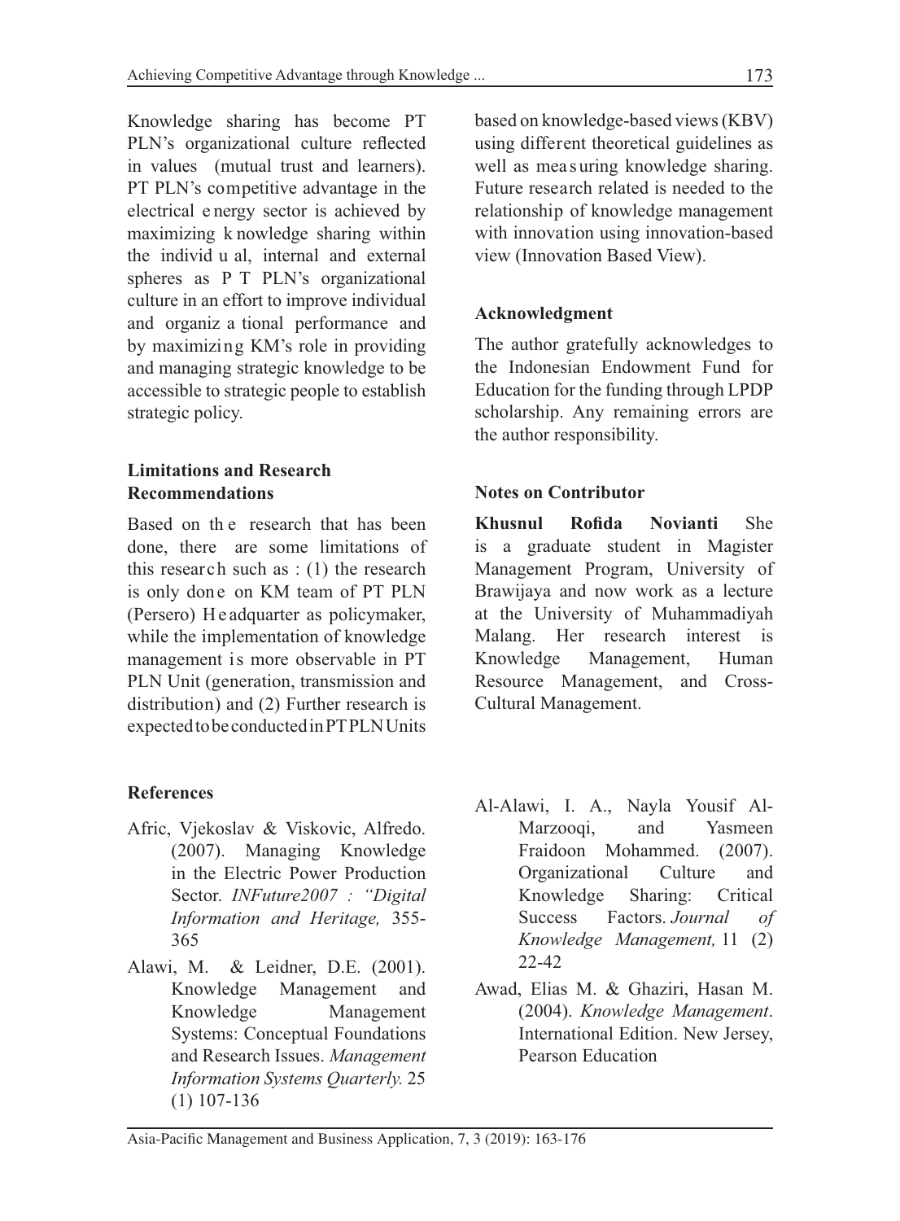Knowledge sharing has become PT PLN's organizational culture reflected in values (mutual trust and learners). PT PLN's competitive advantage in the electrical energy sector is achieved by maximizing knowledge sharing within the individual, internal and external spheres as PT PLN's organizational culture in an effort to improve individual and organizational performance and by maximizing KM's role in providing and managing strategic knowledge to be accessible to strategic people to establish strategic policy.

## Limitations and Research Recommendations

Based on the research that has been done, there are some limitations of this research such as : (1) the research is only done on KM team of PT PLN (Persero) Headquarter as policymaker, while the implementation of knowledge management is more observable in PT PLN Unit (generation, transmission and distribution) and (2) Further research is expected to be conducted in PT PLN Units based on knowledge-based views (KBV) using different theoretical guidelines as well as measuring knowledge sharing. Future research related is needed to the relationship of knowledge management with innovation using innovation-based view (Innovation Based View).

## Acknowledgment

The author gratefully acknowledges to the Indonesian Endowment Fund for Education for the funding through LPDP scholarship. Any remaining errors are the author responsibility.

## Notes on Contributor

**Khusnul Rofida Novianti** She is a graduate student in Magister Management Program, University of Brawijaya and now work as a lecture at the University of Muhammadiyah Malang. Her research interest is Knowledge Management, Human Resource Management, and Cross-Cultural Management.

## References

Afric, Vjekoslav & Viskovic, Alfredo. (2007). Managing Knowledge in the Electric Power Production Sector. *INFuture2007 : "Digital Information and Heritage,* 355-365

Alawi, M. & Leidner, D.E. (2001). Knowledge Management and Knowledge Management Systems: Conceptual Foundations and Research Issues. *Management Information Systems Quarterly.* 25 (1) 107-136

Al-Alawi, I. A., Nayla Yousif Al-Marzooqi, and Yasmeen Fraidoon Mohammed. (2007). Organizational Culture and Knowledge Sharing: Critical Success Factors. *Journal of Knowledge Management,* 11 (2) 22-42

Awad, Elias M. & Ghaziri, Hasan M. (2004). *Knowledge Management*. International Edition. New Jersey, Pearson Education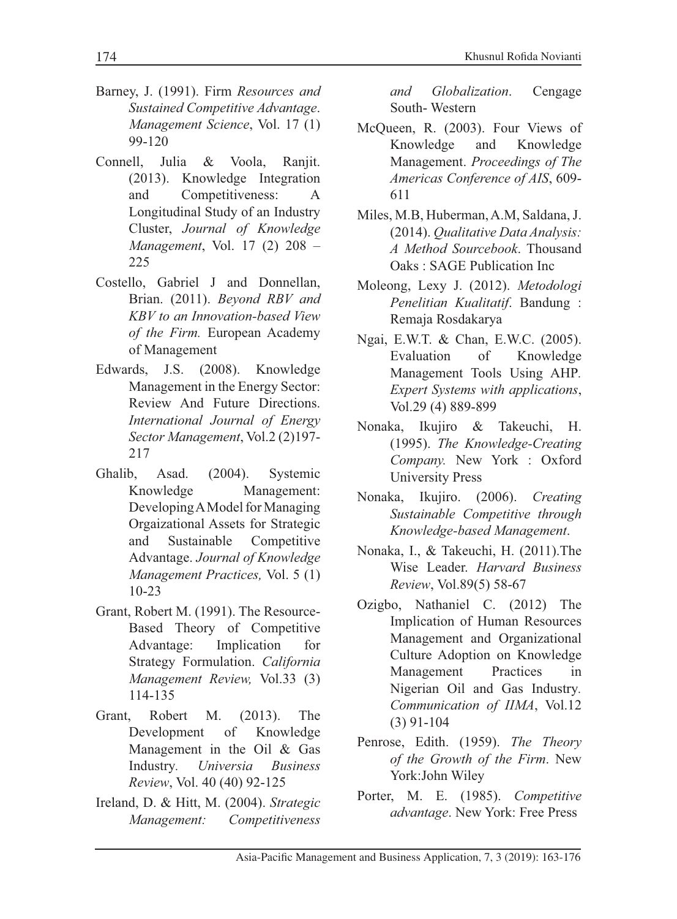Barney, J. (1991). Firm *Resources and Sustained Competitive Advantage*. *Management Science*, Vol. 17 (1) 99-120

Connell, Julia & Voola, Ranjit. (2013). Knowledge Integration and Competitiveness: A Longitudinal Study of an Industry Cluster, *Journal of Knowledge Management*, Vol. 17 (2) 208 – 225

Costello, Gabriel J and Donnellan, Brian. (2011). *Beyond RBV and KBV to an Innovation-based View of the Firm.* European Academy of Management

Edwards, J.S. (2008). Knowledge Management in the Energy Sector: Review And Future Directions. *International Journal of Energy Sector Management*, Vol.2 (2)197-217

Ghalib, Asad. (2004). Systemic Knowledge Management: Developing A Model for Managing Orgaizational Assets for Strategic and Sustainable Competitive Advantage. *Journal of Knowledge Management Practices,* Vol. 5 (1) 10-23

Grant, Robert M. (1991). The Resource-Based Theory of Competitive Advantage: Implication for Strategy Formulation. *California Management Review,* Vol.33 (3) 114-135

Grant, Robert M. (2013). The Development of Knowledge Management in the Oil & Gas Industry. *Universia Business Review*, Vol. 40 (40) 92-125

Ireland, D. & Hitt, M. (2004). *Strategic Management: Competitiveness and Globalization*. Cengage South- Western

McQueen, R. (2003). Four Views of Knowledge and Knowledge Management. *Proceedings of The Americas Conference of AIS*, 609-611

Miles, M.B, Huberman, A.M, Saldana, J. (2014). *Qualitative Data Analysis: A Method Sourcebook*. Thousand Oaks : SAGE Publication Inc

Moleong, Lexy J. (2012). *Metodologi Penelitian Kualitatif*. Bandung : Remaja Rosdakarya

Ngai, E.W.T. & Chan, E.W.C. (2005). Evaluation of Knowledge Management Tools Using AHP. *Expert Systems with applications*, Vol.29 (4) 889-899

Nonaka, Ikujiro & Takeuchi, H. (1995). *The Knowledge-Creating Company.* New York : Oxford University Press

Nonaka, Ikujiro. (2006). *Creating Sustainable Competitive through Knowledge-based Management*.

Nonaka, I., & Takeuchi, H. (2011).The Wise Leader. *Harvard Business Review*, Vol.89(5) 58-67

Ozigbo, Nathaniel C. (2012) The Implication of Human Resources Management and Organizational Culture Adoption on Knowledge Management Practices in Nigerian Oil and Gas Industry. *Communication of IIMA*, Vol.12 (3) 91-104

Penrose, Edith. (1959). *The Theory of the Growth of the Firm*. New York:John Wiley

Porter, M. E. (1985). *Competitive advantage*. New York: Free Press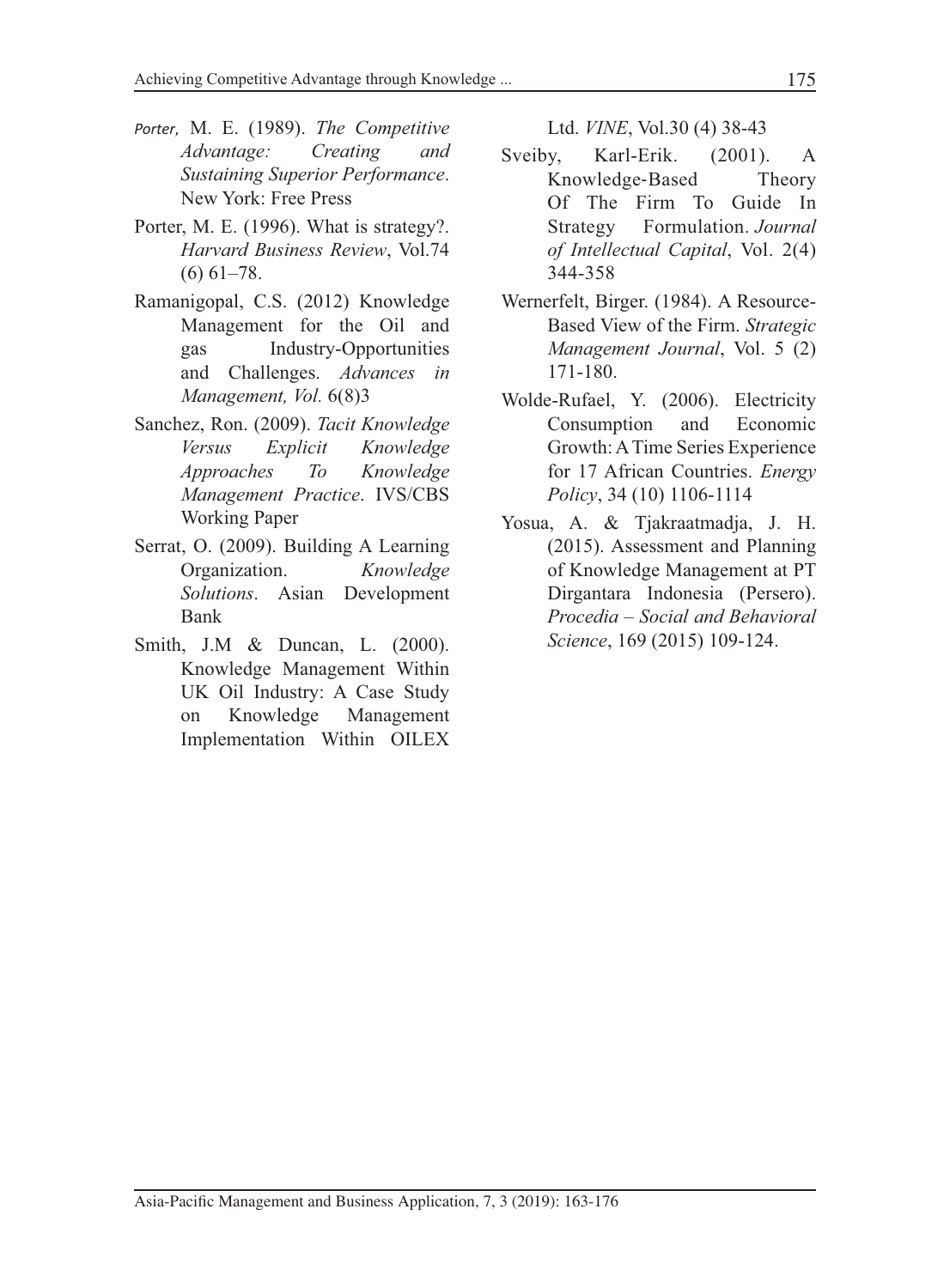Porter, M. E. (1989). *The Competitive Advantage: Creating and Sustaining Superior Performance*. New York: Free Press

Porter, M. E. (1996). What is strategy?. *Harvard Business Review*, Vol.74 (6) 61–78.

Ramanigopal, C.S. (2012) Knowledge Management for the Oil and gas Industry-Opportunities and Challenges. *Advances in Management, Vol.* 6(8)3

Sanchez, Ron. (2009). *Tacit Knowledge Versus Explicit Knowledge Approaches To Knowledge Management Practice*. IVS/CBS Working Paper

Serrat, O. (2009). Building A Learning Organization. *Knowledge Solutions*. Asian Development Bank

Smith, J.M & Duncan, L. (2000). Knowledge Management Within UK Oil Industry: A Case Study on Knowledge Management Implementation Within OILEX Ltd. *VINE*, Vol.30 (4) 38-43

Sveiby, Karl-Erik. (2001). A Knowledge-Based Theory Of The Firm To Guide In Strategy Formulation. *Journal of Intellectual Capital*, Vol. 2(4) 344-358

Wernerfelt, Birger. (1984). A Resource-Based View of the Firm. *Strategic Management Journal*, Vol. 5 (2) 171-180.

Wolde-Rufael, Y. (2006). Electricity Consumption and Economic Growth: A Time Series Experience for 17 African Countries. *Energy Policy*, 34 (10) 1106-1114

Yosua, A. & Tjakraatmadja, J. H. (2015). Assessment and Planning of Knowledge Management at PT Dirgantara Indonesia (Persero). *Procedia – Social and Behavioral Science*, 169 (2015) 109-124.